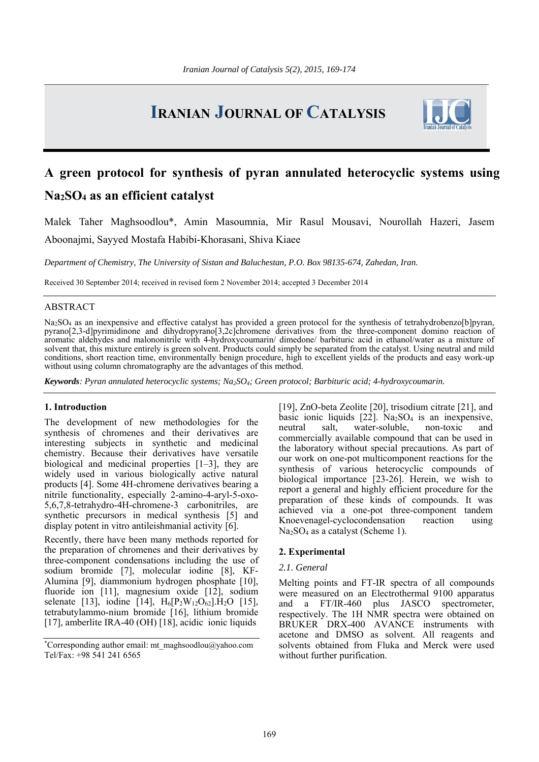# A green protocol for synthesis of pyran annulated heterocyclic systems using $Na_2SO_4$ as an efficient catalyst

Malek Taher Maghsoodlou*, Amin Masoumnia, Mir Rasul Mousavi, Nourollah Hazeri, Jasem Aboonajmi, Sayyed Mostafa Habibi-Khorasani, Shiva Kiaee

*Department of Chemistry, The University of Sistan and Baluchestan, P.O. Box 98135-674, Zahedan, Iran.*

Received 30 September 2014; received in revised form 2 November 2014; accepted 3 December 2014

## ABSTRACT

$Na_2SO_4$ as an inexpensive and effective catalyst has provided a green protocol for the synthesis of tetrahydrobenzo[b]pyran, pyrano[2,3-d]pyrimidinone and dihydropyrano[3,2c]chromene derivatives from the three-component domino reaction of aromatic aldehydes and malononitrile with 4-hydroxycoumarin/ dimedone/ barbituric acid in ethanol/water as a mixture of solvent that, this mixture entirely is green solvent. Products could simply be separated from the catalyst. Using neutral and mild conditions, short reaction time, environmentally benign procedure, high to excellent yields of the products and easy work-up without using column chromatography are the advantages of this method.

***Keywords**: Pyran annulated heterocyclic systems; $Na_2SO_4$; Green protocol; Barbituric acid; 4-hydroxycoumarin.*

## 1. Introduction

The development of new methodologies for the synthesis of chromenes and their derivatives are interesting subjects in synthetic and medicinal chemistry. Because their derivatives have versatile biological and medicinal properties [1–3], they are widely used in various biologically active natural products [4]. Some 4H-chromene derivatives bearing a nitrile functionality, especially 2-amino-4-aryl-5-oxo-5,6,7,8-tetrahydro-4H-chromene-3 carbonitriles, are synthetic precursors in medical synthesis [5] and display potent in vitro antileishmanial activity [6].

Recently, there have been many methods reported for the preparation of chromenes and their derivatives by three-component condensations including the use of sodium bromide [7], molecular iodine [8], KF-Alumina [9], diammonium hydrogen phosphate [10], fluoride ion [11], magnesium oxide [12], sodium selenate [13], iodine [14], $H_6[P_2W_{12}O_{62}].H_2O$ [15], tetrabutylammo-nium bromide [16], lithium bromide [17], amberlite IRA-40 (OH) [18], acidic ionic liquids [19], ZnO-beta Zeolite [20], trisodium citrate [21], and basic ionic liquids [22]. $Na_2SO_4$ is an inexpensive, neutral salt, water-soluble, non-toxic and commercially available compound that can be used in the laboratory without special precautions. As part of our work on one-pot multicomponent reactions for the synthesis of various heterocyclic compounds of biological importance [23-26]. Herein, we wish to report a general and highly efficient procedure for the preparation of these kinds of compounds. It was achieved via a one-pot three-component tandem Knoevenagel-cyclocondensation reaction using $Na_2SO_4$ as a catalyst (Scheme 1).

## 2. Experimental

### *2.1. General*

Melting points and FT-IR spectra of all compounds were measured on an Electrothermal 9100 apparatus and a FT/IR-460 plus JASCO spectrometer, respectively. The 1H NMR spectra were obtained on BRUKER DRX-400 AVANCE instruments with acetone and DMSO as solvent. All reagents and solvents obtained from Fluka and Merck were used without further purification.

*Corresponding author email: mt_maghsoodlou@yahoo.com
Tel/Fax: +98 541 241 6565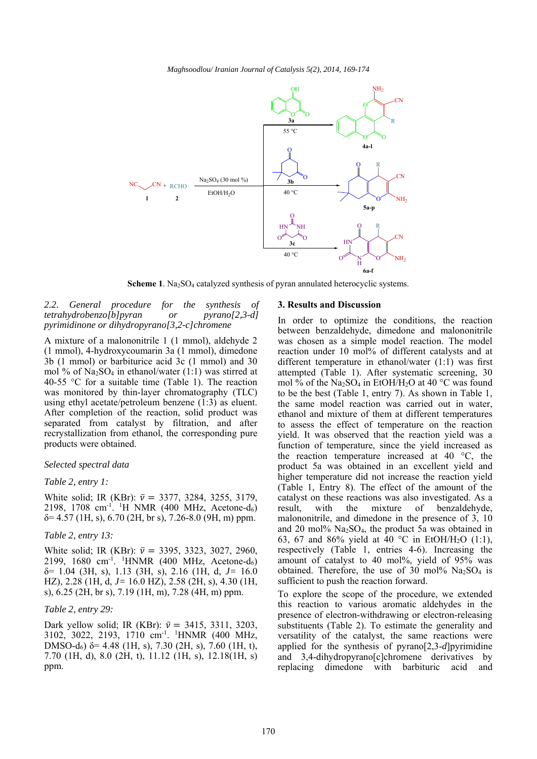**Scheme 1**. $Na_2SO_4$ catalyzed synthesis of pyran annulated heterocyclic systems.

*2.2. General procedure for the synthesis of tetrahydrobenzo[b]pyran or pyrano[2,3-d] pyrimidinone or dihydropyrano[3,2-c]chromene*

A mixture of a malononitrile 1 (1 mmol), aldehyde 2 (1 mmol), 4-hydroxycoumarin 3a (1 mmol), dimedone 3b (1 mmol) or barbituric acid 3c (1 mmol) and 30 mol % of $Na_2SO_4$ in ethanol/water (1:1) was stirred at 40-55 °C for a suitable time (Table 1). The reaction was monitored by thin-layer chromatography (TLC) using ethyl acetate/petroleum benzene (1:3) as eluent. After completion of the reaction, solid product was separated from catalyst by filtration, and after recrystallization from ethanol, the corresponding pure products were obtained.

*Selected spectral data*

*Table 2, entry 1:*

White solid; IR (KBr): $\bar{\nu}$ = 3377, 3284, 3255, 3179, 2198, 1708 cm$^{-1}$. $^1$H NMR (400 MHz, Acetone-d$_6$) δ= 4.57 (1H, s), 6.70 (2H, br s), 7.26-8.0 (9H, m) ppm.

*Table 2, entry 13:*

White solid; IR (KBr): $\bar{\nu}$ = 3395, 3323, 3027, 2960, 2199, 1680 cm$^{-1}$. $^1$HNMR (400 MHz, Acetone-d$_6$) δ= 1.04 (3H, s), 1.13 (3H, s), 2.16 (1H, d, $J$= 16.0 HZ), 2.28 (1H, d, $J$= 16.0 HZ), 2.58 (2H, s), 4.30 (1H, s), 6.25 (2H, br s), 7.19 (1H, m), 7.28 (4H, m) ppm.

*Table 2, entry 29:*

Dark yellow solid; IR (KBr): $\bar{\nu}$ = 3415, 3311, 3203, 3102, 3022, 2193, 1710 cm$^{-1}$. $^1$HNMR (400 MHz, DMSO-d$_6$) δ= 4.48 (1H, s), 7.30 (2H, s), 7.60 (1H, t), 7.70 (1H, d), 8.0 (2H, t), 11.12 (1H, s), 12.18(1H, s) ppm.

## 3. Results and Discussion

In order to optimize the conditions, the reaction between benzaldehyde, dimedone and malononitrile was chosen as a simple model reaction. The model reaction under 10 mol% of different catalysts and at different temperature in ethanol/water (1:1) was first attempted (Table 1). After systematic screening, 30 mol % of the $Na_2SO_4$ in EtOH/$H_2O$ at 40 °C was found to be the best (Table 1, entry 7). As shown in Table 1, the same model reaction was carried out in water, ethanol and mixture of them at different temperatures to assess the effect of temperature on the reaction yield. It was observed that the reaction yield was a function of temperature, since the yield increased as the reaction temperature increased at 40 °C, the product 5a was obtained in an excellent yield and higher temperature did not increase the reaction yield (Table 1, Entry 8). The effect of the amount of the catalyst on these reactions was also investigated. As a result, with the mixture of benzaldehyde, malononitrile, and dimedone in the presence of 3, 10 and 20 mol% $Na_2SO_4$, the product 5a was obtained in 63, 67 and 86% yield at 40 °C in EtOH/$H_2O$ (1:1), respectively (Table 1, entries 4-6). Increasing the amount of catalyst to 40 mol%, yield of 95% was obtained. Therefore, the use of 30 mol% $Na_2SO_4$ is sufficient to push the reaction forward.

To explore the scope of the procedure, we extended this reaction to various aromatic aldehydes in the presence of electron-withdrawing or electron-releasing substituents (Table 2). To estimate the generality and versatility of the catalyst, the same reactions were applied for the synthesis of pyrano[2,3-*d*]pyrimidine and 3,4-dihydropyrano[c]chromene derivatives by replacing dimedone with barbituric acid and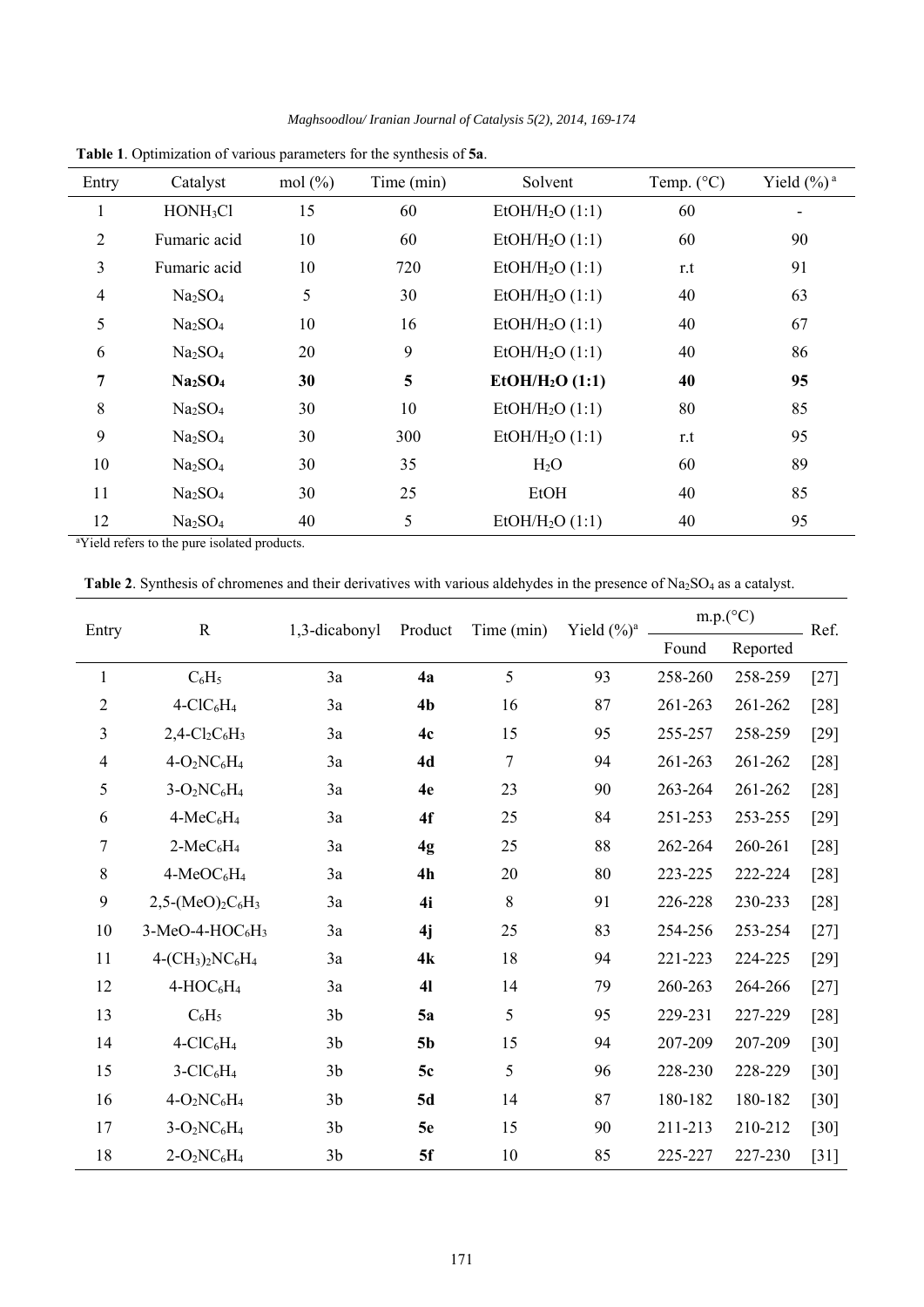**Table 1**. Optimization of various parameters for the synthesis of **5a**.

| Entry | Catalyst | mol (%) | Time (min) | Solvent | Temp. (°C) | Yield (%) [a] |
|---|---|---|---|---|---|---|
| 1 | $HONH_3Cl$ | 15 | 60 | $EtOH/H_2O$ (1:1) | 60 | - |
| 2 | Fumaric acid | 10 | 60 | $EtOH/H_2O$ (1:1) | 60 | 90 |
| 3 | Fumaric acid | 10 | 720 | $EtOH/H_2O$ (1:1) | r.t | 91 |
| 4 | $Na_2SO_4$ | 5 | 30 | $EtOH/H_2O$ (1:1) | 40 | 63 |
| 5 | $Na_2SO_4$ | 10 | 16 | $EtOH/H_2O$ (1:1) | 40 | 67 |
| 6 | $Na_2SO_4$ | 20 | 9 | $EtOH/H_2O$ (1:1) | 40 | 86 |
| **7** | **$Na_2SO_4$** | **30** | **5** | **$EtOH/H_2O$ (1:1)** | **40** | **95** |
| 8 | $Na_2SO_4$ | 30 | 10 | $EtOH/H_2O$ (1:1) | 80 | 85 |
| 9 | $Na_2SO_4$ | 30 | 300 | $EtOH/H_2O$ (1:1) | r.t | 95 |
| 10 | $Na_2SO_4$ | 30 | 35 | $H_2O$ | 60 | 89 |
| 11 | $Na_2SO_4$ | 30 | 25 | EtOH | 40 | 85 |
| 12 | $Na_2SO_4$ | 40 | 5 | $EtOH/H_2O$ (1:1) | 40 | 95 |

[a]Yield refers to the pure isolated products.

**Table 2**. Synthesis of chromenes and their derivatives with various aldehydes in the presence of $Na_2SO_4$ as a catalyst.

| Entry | R | 1,3-dicabonyl | Product | Time (min) | Yield (%)[a] | m.p.(°C) | | Ref. |
|---|---|---|---|---|---|---|---|---|
| | | | | | | Found | Reported | |
| 1 | $C_6H_5$ | 3a | **4a** | 5 | 93 | 258-260 | 258-259 | [27] |
| 2 | $4\text{-}ClC_6H_4$ | 3a | **4b** | 16 | 87 | 261-263 | 261-262 | [28] |
| 3 | $2,4\text{-}Cl_2C_6H_3$ | 3a | **4c** | 15 | 95 | 255-257 | 258-259 | [29] |
| 4 | $4\text{-}O_2NC_6H_4$ | 3a | **4d** | 7 | 94 | 261-263 | 261-262 | [28] |
| 5 | $3\text{-}O_2NC_6H_4$ | 3a | **4e** | 23 | 90 | 263-264 | 261-262 | [28] |
| 6 | $4\text{-}MeC_6H_4$ | 3a | **4f** | 25 | 84 | 251-253 | 253-255 | [29] |
| 7 | $2\text{-}MeC_6H_4$ | 3a | **4g** | 25 | 88 | 262-264 | 260-261 | [28] |
| 8 | $4\text{-}MeOC_6H_4$ | 3a | **4h** | 20 | 80 | 223-225 | 222-224 | [28] |
| 9 | $2,5\text{-}(MeO)_2C_6H_3$ | 3a | **4i** | 8 | 91 | 226-228 | 230-233 | [28] |
| 10 | $3\text{-}MeO\text{-}4\text{-}HOC_6H_3$ | 3a | **4j** | 25 | 83 | 254-256 | 253-254 | [27] |
| 11 | $4\text{-}(CH_3)_2NC_6H_4$ | 3a | **4k** | 18 | 94 | 221-223 | 224-225 | [29] |
| 12 | $4\text{-}HOC_6H_4$ | 3a | **4l** | 14 | 79 | 260-263 | 264-266 | [27] |
| 13 | $C_6H_5$ | 3b | **5a** | 5 | 95 | 229-231 | 227-229 | [28] |
| 14 | $4\text{-}ClC_6H_4$ | 3b | **5b** | 15 | 94 | 207-209 | 207-209 | [30] |
| 15 | $3\text{-}ClC_6H_4$ | 3b | **5c** | 5 | 96 | 228-230 | 228-229 | [30] |
| 16 | $4\text{-}O_2NC_6H_4$ | 3b | **5d** | 14 | 87 | 180-182 | 180-182 | [30] |
| 17 | $3\text{-}O_2NC_6H_4$ | 3b | **5e** | 15 | 90 | 211-213 | 210-212 | [30] |
| 18 | $2\text{-}O_2NC_6H_4$ | 3b | **5f** | 10 | 85 | 225-227 | 227-230 | [31] |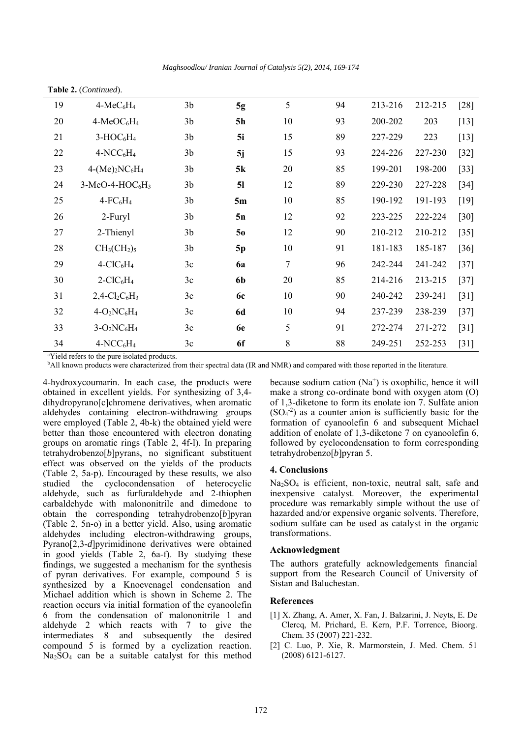**Table 2.** (*Continued*).

| | | | | | | | | |
|---|---|---|---|---|---|---|---|---|
| 19 | 4-$MeC_6H_4$ | 3b | **5g** | 5 | 94 | 213-216 | 212-215 | [28] |
| 20 | 4-$MeOC_6H_4$ | 3b | **5h** | 10 | 93 | 200-202 | 203 | [13] |
| 21 | 3-$HOC_6H_4$ | 3b | **5i** | 15 | 89 | 227-229 | 223 | [13] |
| 22 | 4-$NCC_6H_4$ | 3b | **5j** | 15 | 93 | 224-226 | 227-230 | [32] |
| 23 | 4-$(Me)_2NC_6H_4$ | 3b | **5k** | 20 | 85 | 199-201 | 198-200 | [33] |
| 24 | 3-MeO-4-$HOC_6H_3$ | 3b | **5l** | 12 | 89 | 229-230 | 227-228 | [34] |
| 25 | 4-$FC_6H_4$ | 3b | **5m** | 10 | 85 | 190-192 | 191-193 | [19] |
| 26 | 2-Furyl | 3b | **5n** | 12 | 92 | 223-225 | 222-224 | [30] |
| 27 | 2-Thienyl | 3b | **5o** | 12 | 90 | 210-212 | 210-212 | [35] |
| 28 | $CH_3(CH_2)_5$ | 3b | **5p** | 10 | 91 | 181-183 | 185-187 | [36] |
| 29 | 4-$ClC_6H_4$ | 3c | **6a** | 7 | 96 | 242-244 | 241-242 | [37] |
| 30 | 2-$ClC_6H_4$ | 3c | **6b** | 20 | 85 | 214-216 | 213-215 | [37] |
| 31 | 2,4-$Cl_2C_6H_3$ | 3c | **6c** | 10 | 90 | 240-242 | 239-241 | [31] |
| 32 | 4-$O_2NC_6H_4$ | 3c | **6d** | 10 | 94 | 237-239 | 238-239 | [37] |
| 33 | 3-$O_2NC_6H_4$ | 3c | **6e** | 5 | 91 | 272-274 | 271-272 | [31] |
| 34 | 4-$NCC_6H_4$ | 3c | **6f** | 8 | 88 | 249-251 | 252-253 | [31] |

[a]Yield refers to the pure isolated products.
[b]All known products were characterized from their spectral data (IR and NMR) and compared with those reported in the literature.

4-hydroxycoumarin. In each case, the products were obtained in excellent yields. For synthesizing of 3,4-dihydropyrano[c]chromene derivatives, when aromatic aldehydes containing electron-withdrawing groups were employed (Table 2, 4b-k) the obtained yield were better than those encountered with electron donating groups on aromatic rings (Table 2, 4f-l). In preparing tetrahydrobenzo[*b*]pyrans, no significant substituent effect was observed on the yields of the products (Table 2, 5a-p). Encouraged by these results, we also studied the cyclocondensation of heterocyclic aldehyde, such as furfuraldehyde and 2-thiophen carbaldehyde with malononitrile and dimedone to obtain the corresponding tetrahydrobenzo[*b*]pyran (Table 2, 5n-o) in a better yield. Also, using aromatic aldehydes including electron-withdrawing groups, Pyrano[2,3-*d*]pyrimidinone derivatives were obtained in good yields (Table 2, 6a-f). By studying these findings, we suggested a mechanism for the synthesis of pyran derivatives. For example, compound 5 is synthesized by a Knoevenagel condensation and Michael addition which is shown in Scheme 2. The reaction occurs via initial formation of the cyanoolefin 6 from the condensation of malononitrile 1 and aldehyde 2 which reacts with 7 to give the intermediates 8 and subsequently the desired compound 5 is formed by a cyclization reaction. $Na_2SO_4$ can be a suitable catalyst for this method because sodium cation ($Na^+$) is oxophilic, hence it will make a strong co-ordinate bond with oxygen atom (O) of 1,3-diketone to form its enolate ion 7. Sulfate anion ($SO_4^{-2}$) as a counter anion is sufficiently basic for the formation of cyanoolefin 6 and subsequent Michael addition of enolate of 1,3-diketone 7 on cyanoolefin 6, followed by cyclocondensation to form corresponding tetrahydrobenzo[*b*]pyran 5.

## 4. Conclusions

$Na_2SO_4$ is efficient, non-toxic, neutral salt, safe and inexpensive catalyst. Moreover, the experimental procedure was remarkably simple without the use of hazarded and/or expensive organic solvents. Therefore, sodium sulfate can be used as catalyst in the organic transformations.

## Acknowledgment

The authors gratefully acknowledgements financial support from the Research Council of University of Sistan and Baluchestan.

## References

[1] X. Zhang, A. Amer, X. Fan, J. Balzarini, J. Neyts, E. De Clercq, M. Prichard, E. Kern, P.F. Torrence, Bioorg. Chem. 35 (2007) 221-232.

[2] C. Luo, P. Xie, R. Marmorstein, J. Med. Chem. 51 (2008) 6121-6127.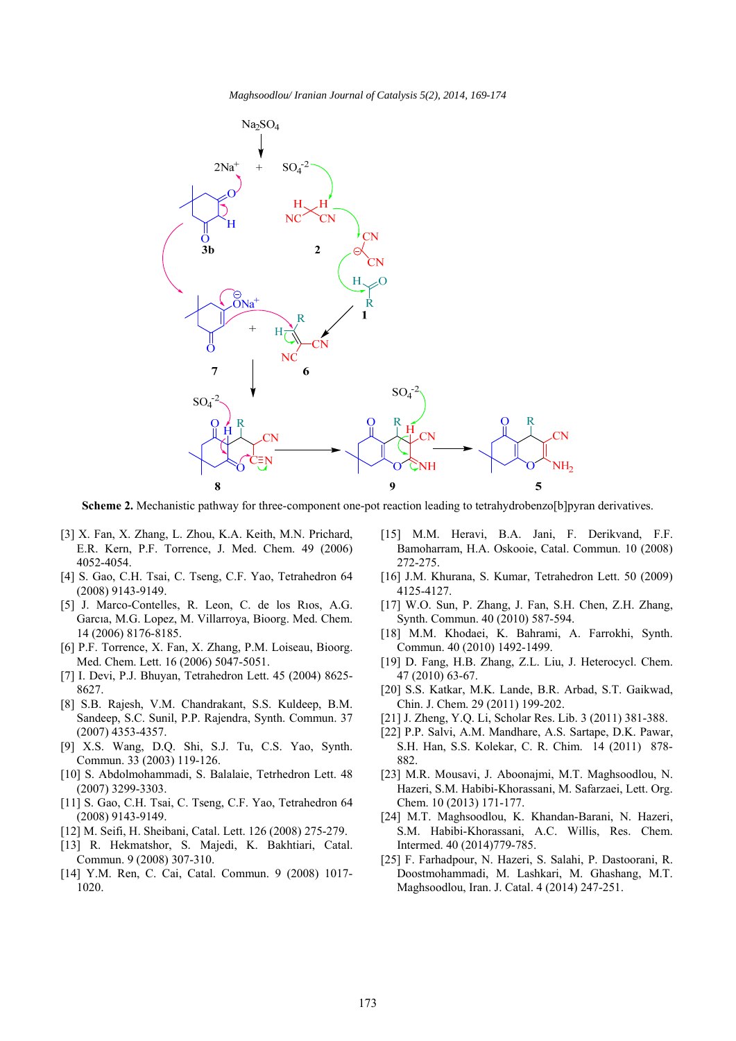**Scheme 2.** Mechanistic pathway for three-component one-pot reaction leading to tetrahydrobenzo[b]pyran derivatives.

[3] X. Fan, X. Zhang, L. Zhou, K.A. Keith, M.N. Prichard, E.R. Kern, P.F. Torrence, J. Med. Chem. 49 (2006) 4052-4054.

[4] S. Gao, C.H. Tsai, C. Tseng, C.F. Yao, Tetrahedron 64 (2008) 9143-9149.

[5] J. Marco-Contelles, R. Leon, C. de los Rıos, A.G. Garcıa, M.G. Lopez, M. Villarroya, Bioorg. Med. Chem. 14 (2006) 8176-8185.

[6] P.F. Torrence, X. Fan, X. Zhang, P.M. Loiseau, Bioorg. Med. Chem. Lett. 16 (2006) 5047-5051.

[7] I. Devi, P.J. Bhuyan, Tetrahedron Lett. 45 (2004) 8625-8627.

[8] S.B. Rajesh, V.M. Chandrakant, S.S. Kuldeep, B.M. Sandeep, S.C. Sunil, P.P. Rajendra, Synth. Commun. 37 (2007) 4353-4357.

[9] X.S. Wang, D.Q. Shi, S.J. Tu, C.S. Yao, Synth. Commun. 33 (2003) 119-126.

[10] S. Abdolmohammadi, S. Balalaie, Tetrhedron Lett. 48 (2007) 3299-3303.

[11] S. Gao, C.H. Tsai, C. Tseng, C.F. Yao, Tetrahedron 64 (2008) 9143-9149.

[12] M. Seifi, H. Sheibani, Catal. Lett. 126 (2008) 275-279.

[13] R. Hekmatshor, S. Majedi, K. Bakhtiari, Catal. Commun. 9 (2008) 307-310.

[14] Y.M. Ren, C. Cai, Catal. Commun. 9 (2008) 1017-1020.

[15] M.M. Heravi, B.A. Jani, F. Derikvand, F.F. Bamoharram, H.A. Oskooie, Catal. Commun. 10 (2008) 272-275.

[16] J.M. Khurana, S. Kumar, Tetrahedron Lett. 50 (2009) 4125-4127.

[17] W.O. Sun, P. Zhang, J. Fan, S.H. Chen, Z.H. Zhang, Synth. Commun. 40 (2010) 587-594.

[18] M.M. Khodaei, K. Bahrami, A. Farrokhi, Synth. Commun. 40 (2010) 1492-1499.

[19] D. Fang, H.B. Zhang, Z.L. Liu, J. Heterocycl. Chem. 47 (2010) 63-67.

[20] S.S. Katkar, M.K. Lande, B.R. Arbad, S.T. Gaikwad, Chin. J. Chem. 29 (2011) 199-202.

[21] J. Zheng, Y.Q. Li, Scholar Res. Lib. 3 (2011) 381-388.

[22] P.P. Salvi, A.M. Mandhare, A.S. Sartape, D.K. Pawar, S.H. Han, S.S. Kolekar, C. R. Chim. 14 (2011) 878-882.

[23] M.R. Mousavi, J. Aboonajmi, M.T. Maghsoodlou, N. Hazeri, S.M. Habibi-Khorassani, M. Safarzaei, Lett. Org. Chem. 10 (2013) 171-177.

[24] M.T. Maghsoodlou, K. Khandan-Barani, N. Hazeri, S.M. Habibi-Khorassani, A.C. Willis, Res. Chem. Intermed. 40 (2014)779-785.

[25] F. Farhadpour, N. Hazeri, S. Salahi, P. Dastoorani, R. Doostmohammadi, M. Lashkari, M. Ghashang, M.T. Maghsoodlou, Iran. J. Catal. 4 (2014) 247-251.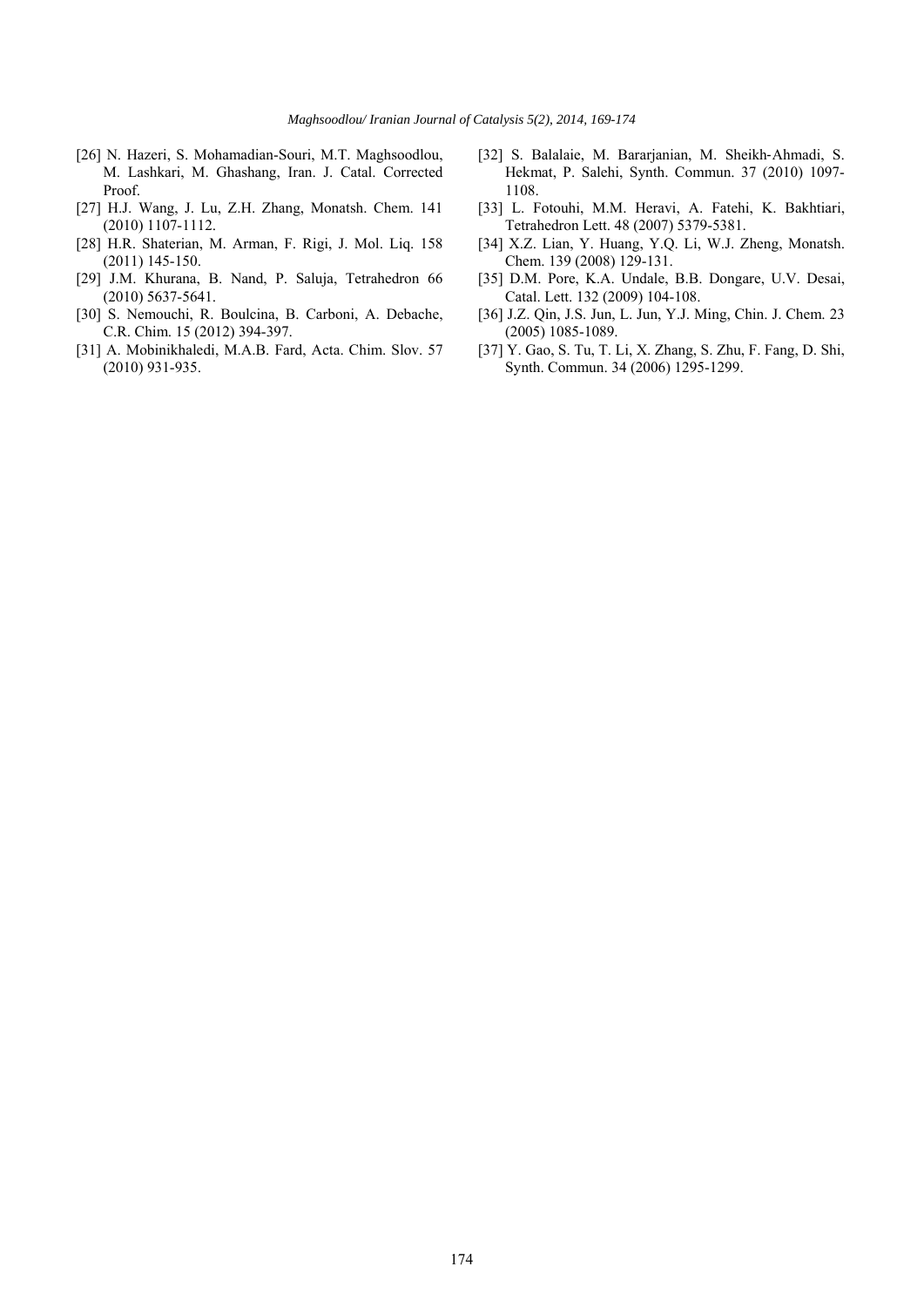[26] N. Hazeri, S. Mohamadian-Souri, M.T. Maghsoodlou, M. Lashkari, M. Ghashang, Iran. J. Catal. Corrected Proof.

[27] H.J. Wang, J. Lu, Z.H. Zhang, Monatsh. Chem. 141 (2010) 1107-1112.

[28] H.R. Shaterian, M. Arman, F. Rigi, J. Mol. Liq. 158 (2011) 145-150.

[29] J.M. Khurana, B. Nand, P. Saluja, Tetrahedron 66 (2010) 5637-5641.

[30] S. Nemouchi, R. Boulcina, B. Carboni, A. Debache, C.R. Chim. 15 (2012) 394-397.

[31] A. Mobinikhaledi, M.A.B. Fard, Acta. Chim. Slov. 57 (2010) 931-935.

[32] S. Balalaie, M. Bararjanian, M. Sheikh-Ahmadi, S. Hekmat, P. Salehi, Synth. Commun. 37 (2010) 1097-1108.

[33] L. Fotouhi, M.M. Heravi, A. Fatehi, K. Bakhtiari, Tetrahedron Lett. 48 (2007) 5379-5381.

[34] X.Z. Lian, Y. Huang, Y.Q. Li, W.J. Zheng, Monatsh. Chem. 139 (2008) 129-131.

[35] D.M. Pore, K.A. Undale, B.B. Dongare, U.V. Desai, Catal. Lett. 132 (2009) 104-108.

[36] J.Z. Qin, J.S. Jun, L. Jun, Y.J. Ming, Chin. J. Chem. 23 (2005) 1085-1089.

[37] Y. Gao, S. Tu, T. Li, X. Zhang, S. Zhu, F. Fang, D. Shi, Synth. Commun. 34 (2006) 1295-1299.